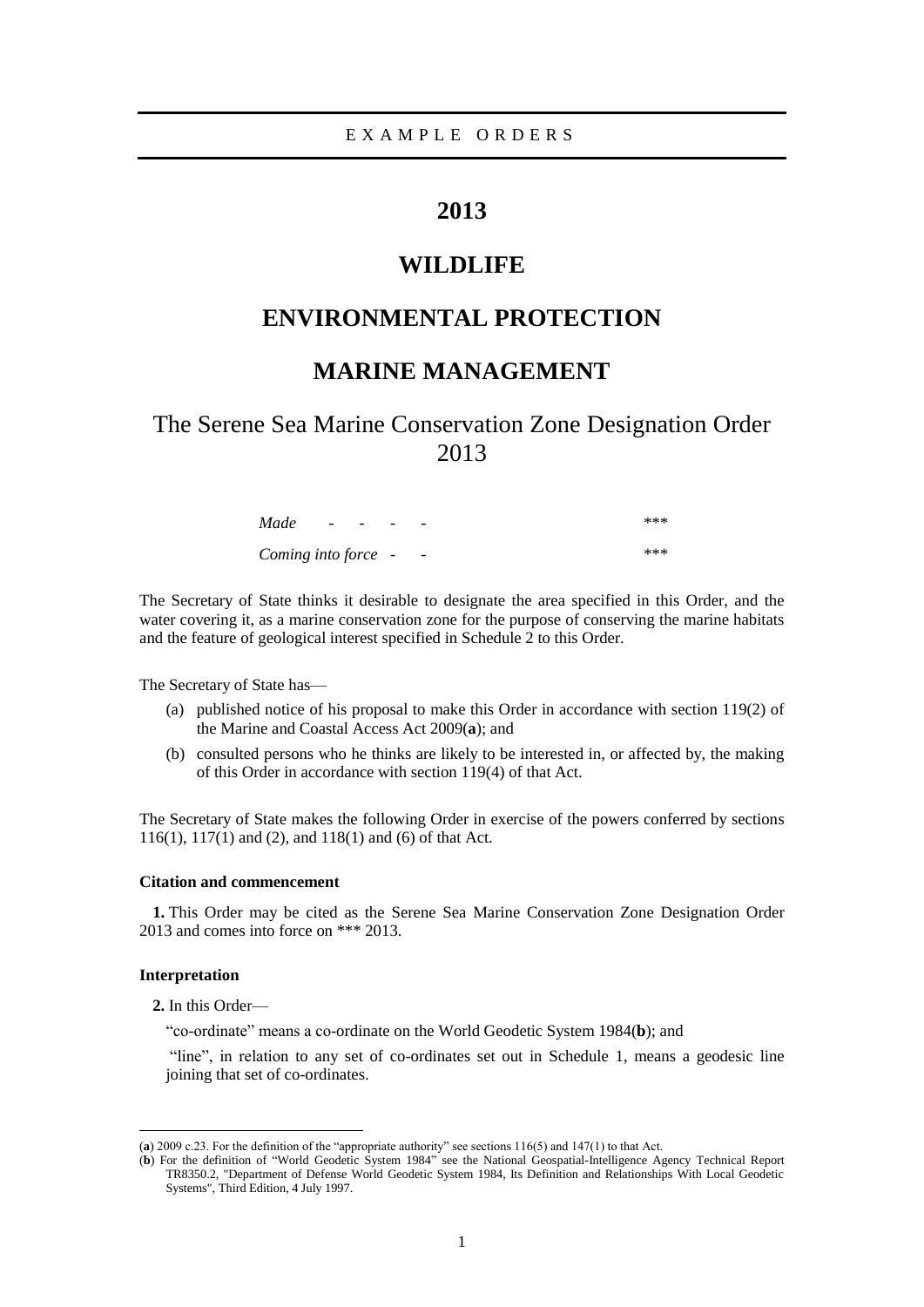EXAMPLE ORDERS

# 2013

# WILDLIFE

# ENVIRONMENTAL PROTECTION

# MARINE MANAGEMENT

## The Serene Sea Marine Conservation Zone Designation Order 2013

| | |
|---|---|
| *Made* - - - - - | *** |
| *Coming into force* - - | *** |

The Secretary of State thinks it desirable to designate the area specified in this Order, and the water covering it, as a marine conservation zone for the purpose of conserving the marine habitats and the feature of geological interest specified in Schedule 2 to this Order.

The Secretary of State has—

(a) published notice of his proposal to make this Order in accordance with section 119(2) of the Marine and Coastal Access Act 2009(**a**); and

(b) consulted persons who he thinks are likely to be interested in, or affected by, the making of this Order in accordance with section 119(4) of that Act.

The Secretary of State makes the following Order in exercise of the powers conferred by sections 116(1), 117(1) and (2), and 118(1) and (6) of that Act.

### Citation and commencement

**1.** This Order may be cited as the Serene Sea Marine Conservation Zone Designation Order 2013 and comes into force on *** 2013.

### Interpretation

**2.** In this Order—

"co-ordinate" means a co-ordinate on the World Geodetic System 1984(**b**); and

"line", in relation to any set of co-ordinates set out in Schedule 1, means a geodesic line joining that set of co-ordinates.

---

(**a**) 2009 c.23. For the definition of the "appropriate authority" see sections 116(5) and 147(1) to that Act.

(**b**) For the definition of "World Geodetic System 1984" see the National Geospatial-Intelligence Agency Technical Report TR8350.2, "Department of Defense World Geodetic System 1984, Its Definition and Relationships With Local Geodetic Systems", Third Edition, 4 July 1997.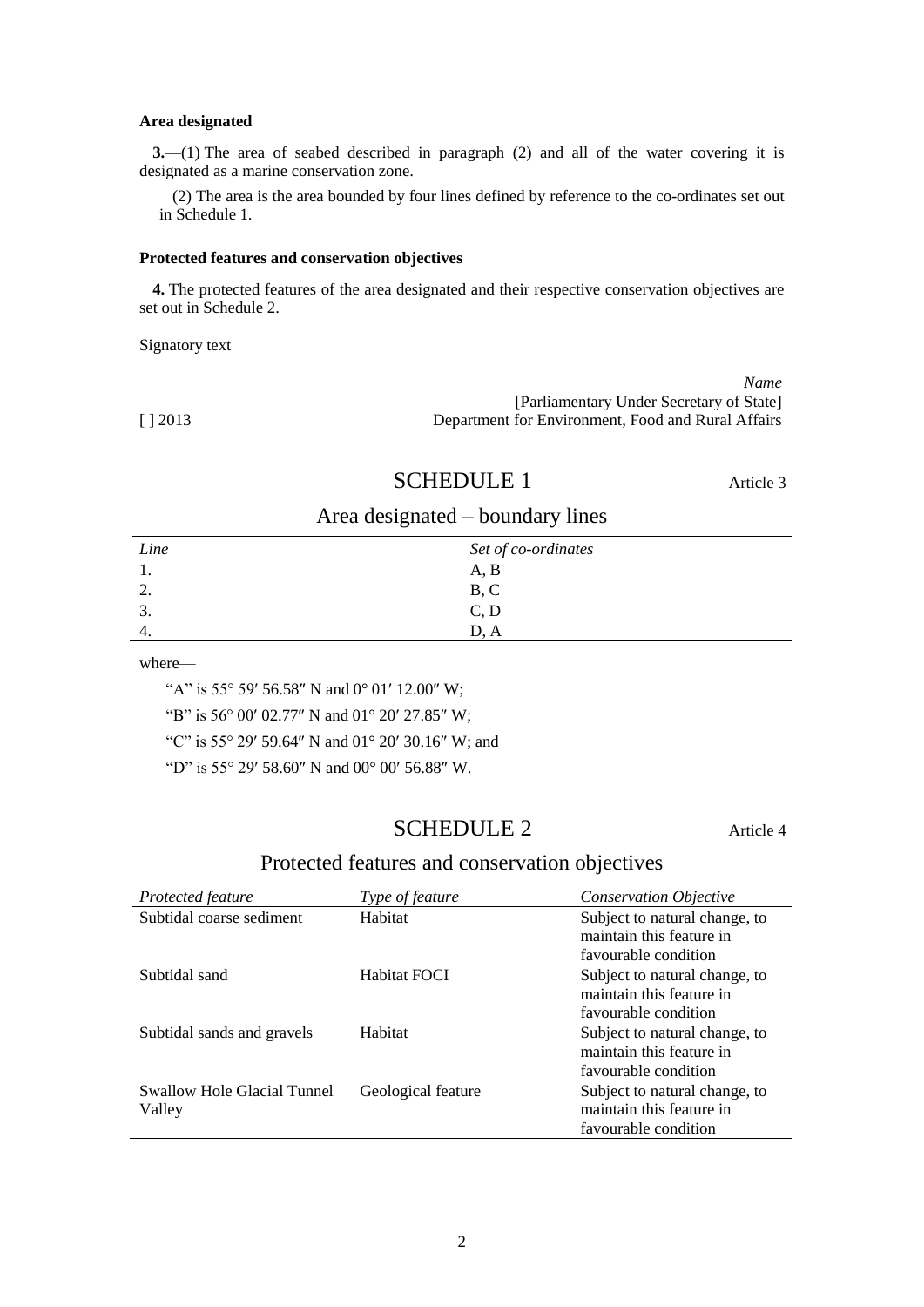**Area designated**

**3.**—(1) The area of seabed described in paragraph (2) and all of the water covering it is designated as a marine conservation zone.

(2) The area is the area bounded by four lines defined by reference to the co-ordinates set out in Schedule 1.

**Protected features and conservation objectives**

**4.** The protected features of the area designated and their respective conservation objectives are set out in Schedule 2.

Signatory text

*Name*
[Parliamentary Under Secretary of State]
[ ] 2013 Department for Environment, Food and Rural Affairs

## SCHEDULE 1

Article 3

### Area designated – boundary lines

| *Line* | *Set of co-ordinates* |
|---|---|
| 1. | A, B |
| 2. | B, C |
| 3. | C, D |
| 4. | D, A |

where—

"A" is 55° 59′ 56.58″ N and 0° 01′ 12.00″ W;

"B" is 56° 00′ 02.77″ N and 01° 20′ 27.85″ W;

"C" is 55° 29′ 59.64″ N and 01° 20′ 30.16″ W; and

"D" is 55° 29′ 58.60″ N and 00° 00′ 56.88″ W.

## SCHEDULE 2

Article 4

### Protected features and conservation objectives

| *Protected feature* | *Type of feature* | *Conservation Objective* |
|---|---|---|
| Subtidal coarse sediment | Habitat | Subject to natural change, to maintain this feature in favourable condition |
| Subtidal sand | Habitat FOCI | Subject to natural change, to maintain this feature in favourable condition |
| Subtidal sands and gravels | Habitat | Subject to natural change, to maintain this feature in favourable condition |
| Swallow Hole Glacial Tunnel Valley | Geological feature | Subject to natural change, to maintain this feature in favourable condition |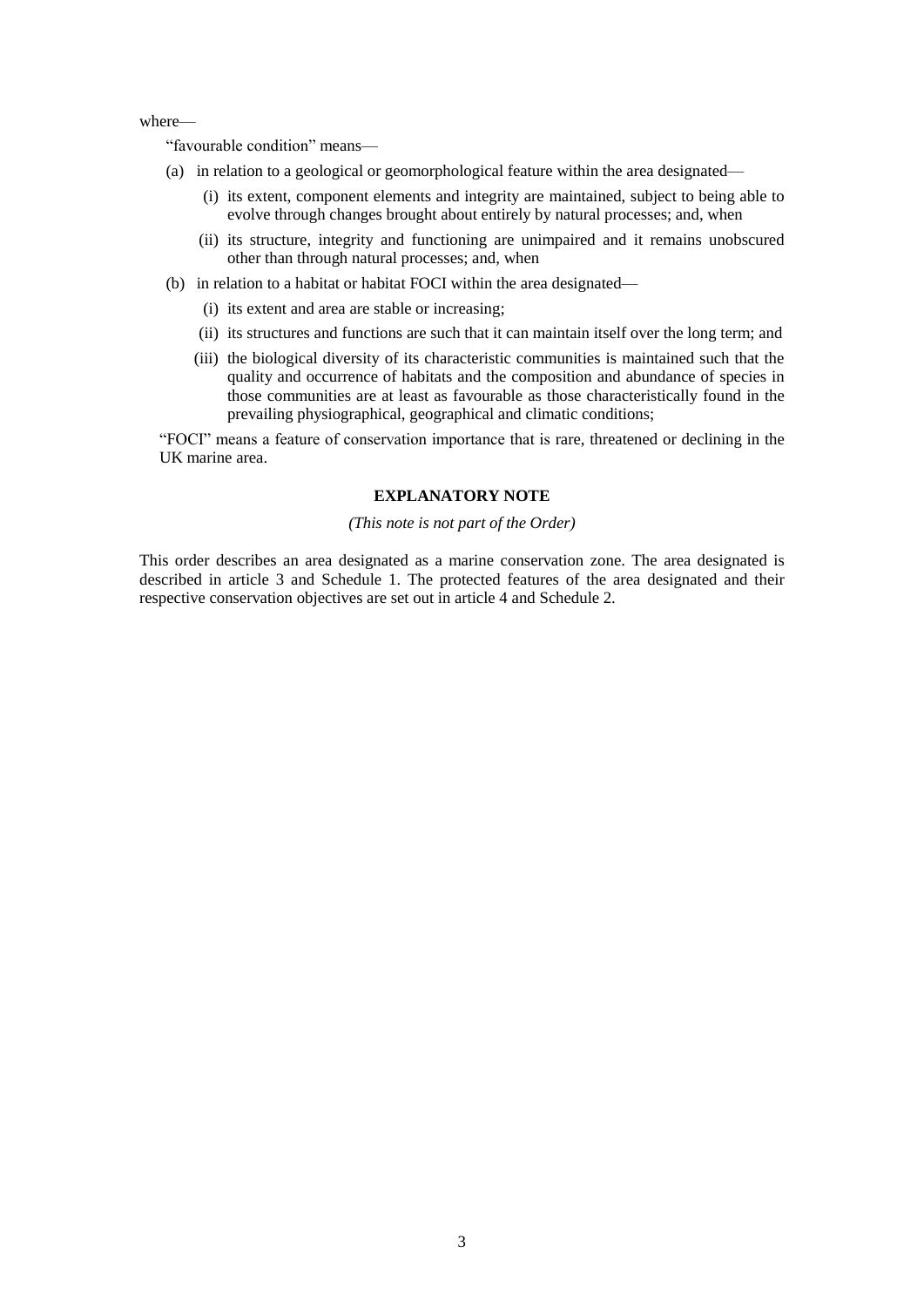where—

"favourable condition" means—

(a) in relation to a geological or geomorphological feature within the area designated—

(i) its extent, component elements and integrity are maintained, subject to being able to evolve through changes brought about entirely by natural processes; and, when

(ii) its structure, integrity and functioning are unimpaired and it remains unobscured other than through natural processes; and, when

(b) in relation to a habitat or habitat FOCI within the area designated—

(i) its extent and area are stable or increasing;

(ii) its structures and functions are such that it can maintain itself over the long term; and

(iii) the biological diversity of its characteristic communities is maintained such that the quality and occurrence of habitats and the composition and abundance of species in those communities are at least as favourable as those characteristically found in the prevailing physiographical, geographical and climatic conditions;

"FOCI" means a feature of conservation importance that is rare, threatened or declining in the UK marine area.

**EXPLANATORY NOTE**

*(This note is not part of the Order)*

This order describes an area designated as a marine conservation zone. The area designated is described in article 3 and Schedule 1. The protected features of the area designated and their respective conservation objectives are set out in article 4 and Schedule 2.